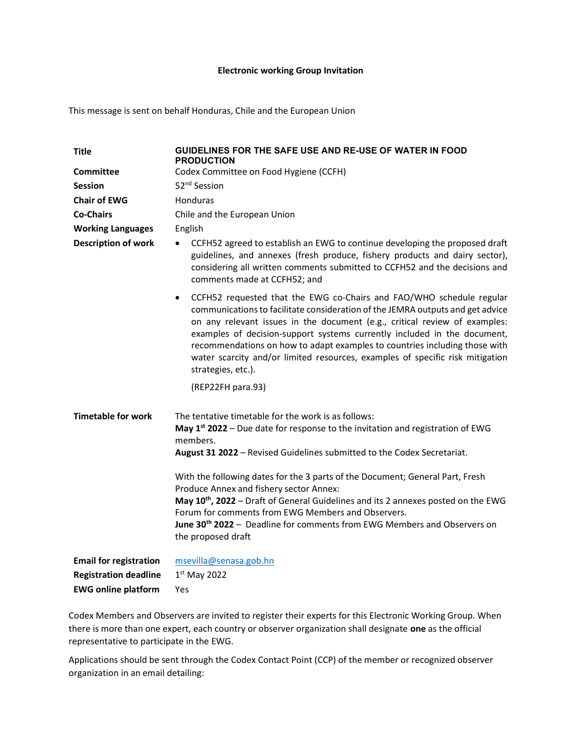**Electronic working Group Invitation**

This message is sent on behalf Honduras, Chile and the European Union

| | |
|---|---|
| **Title** | **GUIDELINES FOR THE SAFE USE AND RE-USE OF WATER IN FOOD PRODUCTION** |
| **Committee** | Codex Committee on Food Hygiene (CCFH) |
| **Session** | 52nd Session |
| **Chair of EWG** | Honduras |
| **Co-Chairs** | Chile and the European Union |
| **Working Languages** | English |
| **Description of work** | • CCFH52 agreed to establish an EWG to continue developing the proposed draft guidelines, and annexes (fresh produce, fishery products and dairy sector), considering all written comments submitted to CCFH52 and the decisions and comments made at CCFH52; and<br><br>• CCFH52 requested that the EWG co-Chairs and FAO/WHO schedule regular communications to facilitate consideration of the JEMRA outputs and get advice on any relevant issues in the document (e.g., critical review of examples: examples of decision-support systems currently included in the document, recommendations on how to adapt examples to countries including those with water scarcity and/or limited resources, examples of specific risk mitigation strategies, etc.).<br><br>(REP22FH para.93) |
| **Timetable for work** | The tentative timetable for the work is as follows:<br>**May 1st 2022** – Due date for response to the invitation and registration of EWG members.<br>**August 31 2022** – Revised Guidelines submitted to the Codex Secretariat.<br><br>With the following dates for the 3 parts of the Document; General Part, Fresh Produce Annex and fishery sector Annex:<br>**May 10th, 2022** – Draft of General Guidelines and its 2 annexes posted on the EWG Forum for comments from EWG Members and Observers.<br>**June 30th 2022** – Deadline for comments from EWG Members and Observers on the proposed draft |
| **Email for registration** | msevilla@senasa.gob.hn |
| **Registration deadline** | 1st May 2022 |
| **EWG online platform** | Yes |

Codex Members and Observers are invited to register their experts for this Electronic Working Group. When there is more than one expert, each country or observer organization shall designate **one** as the official representative to participate in the EWG.

Applications should be sent through the Codex Contact Point (CCP) of the member or recognized observer organization in an email detailing: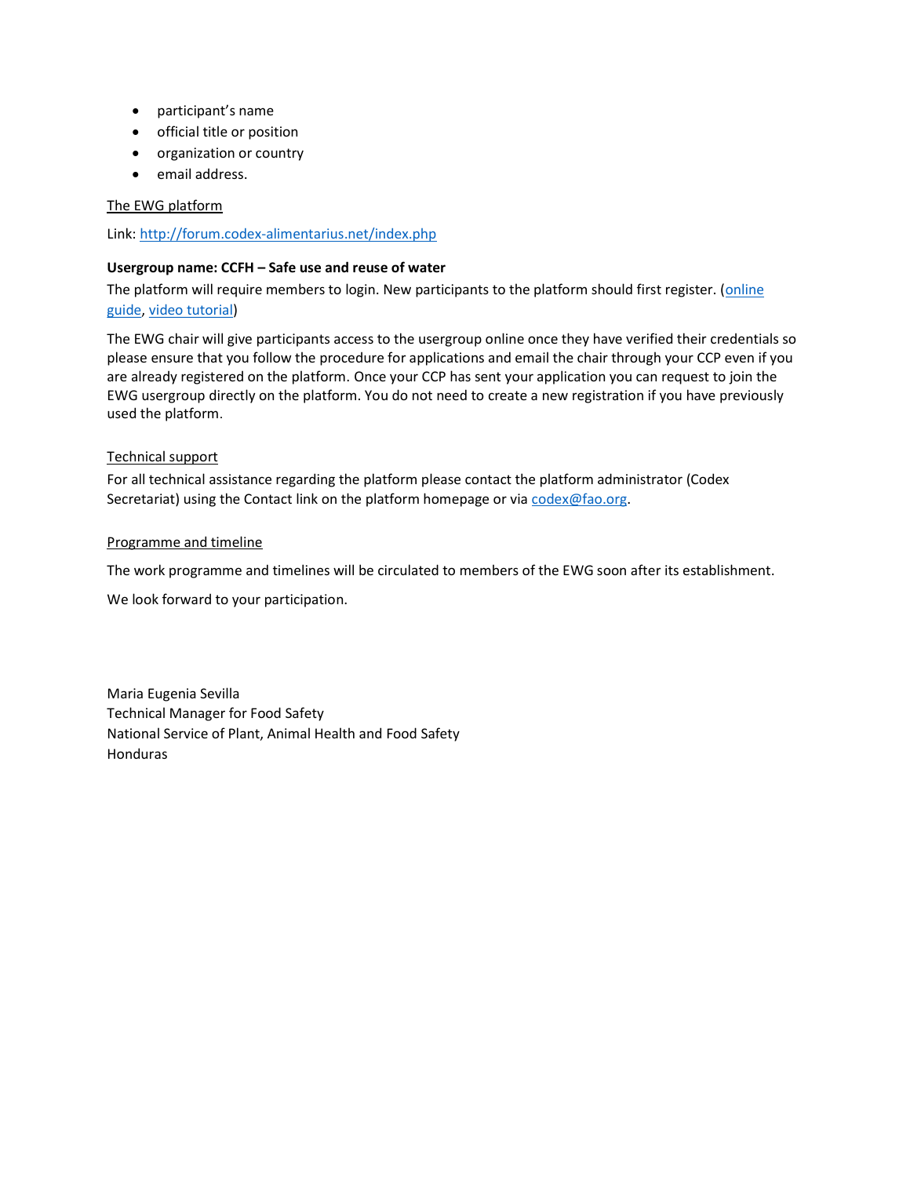- participant's name
- official title or position
- organization or country
- email address.

The EWG platform

Link: [http://forum.codex-alimentarius.net/index.php](http://forum.codex-alimentarius.net/index.php)

**Usergroup name: CCFH – Safe use and reuse of water**

The platform will require members to login. New participants to the platform should first register. (online guide, video tutorial)

The EWG chair will give participants access to the usergroup online once they have verified their credentials so please ensure that you follow the procedure for applications and email the chair through your CCP even if you are already registered on the platform. Once your CCP has sent your application you can request to join the EWG usergroup directly on the platform. You do not need to create a new registration if you have previously used the platform.

Technical support

For all technical assistance regarding the platform please contact the platform administrator (Codex Secretariat) using the Contact link on the platform homepage or via codex@fao.org.

Programme and timeline

The work programme and timelines will be circulated to members of the EWG soon after its establishment.

We look forward to your participation.

Maria Eugenia Sevilla
Technical Manager for Food Safety
National Service of Plant, Animal Health and Food Safety
Honduras